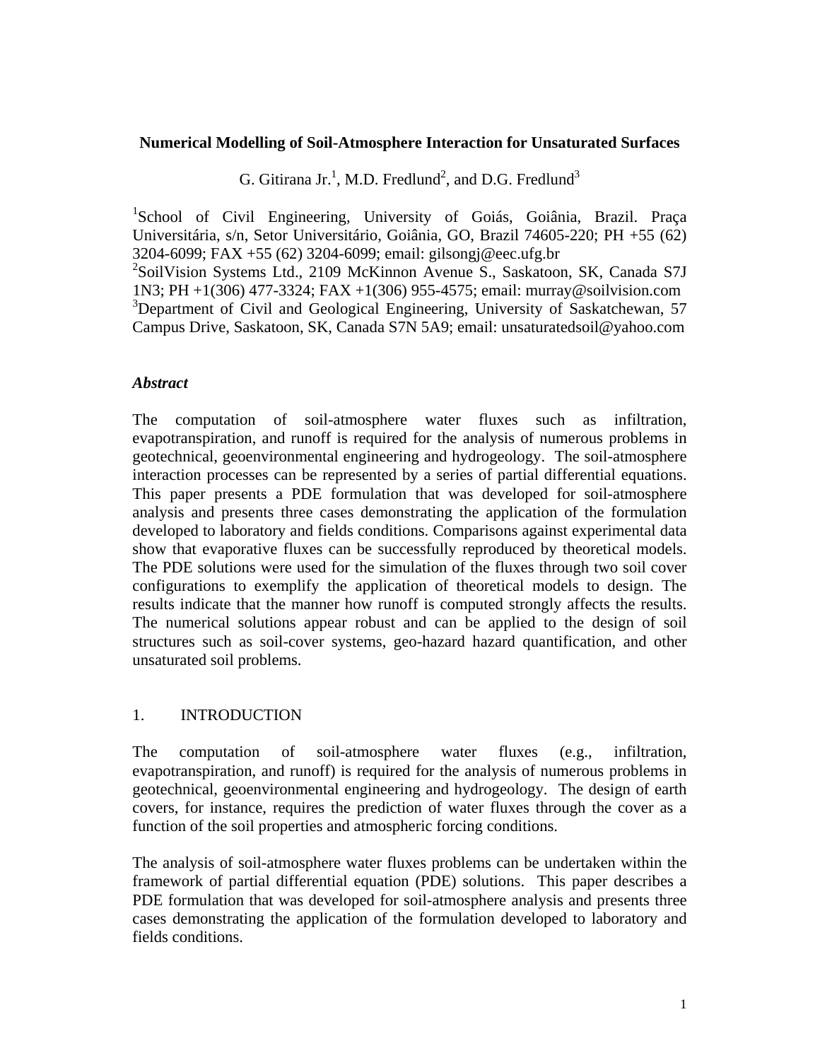# Numerical Modelling of Soil-Atmosphere Interaction for Unsaturated Surfaces

G. Gitirana Jr.[1], M.D. Fredlund[2], and D.G. Fredlund[3]

[1]School of Civil Engineering, University of Goiás, Goiânia, Brazil. Praça Universitária, s/n, Setor Universitário, Goiânia, GO, Brazil 74605-220; PH +55 (62) 3204-6099; FAX +55 (62) 3204-6099; email: gilsongj@eec.ufg.br

[2]SoilVision Systems Ltd., 2109 McKinnon Avenue S., Saskatoon, SK, Canada S7J 1N3; PH +1(306) 477-3324; FAX +1(306) 955-4575; email: murray@soilvision.com

[3]Department of Civil and Geological Engineering, University of Saskatchewan, 57 Campus Drive, Saskatoon, SK, Canada S7N 5A9; email: unsaturatedsoil@yahoo.com

## *Abstract*

The computation of soil-atmosphere water fluxes such as infiltration, evapotranspiration, and runoff is required for the analysis of numerous problems in geotechnical, geoenvironmental engineering and hydrogeology. The soil-atmosphere interaction processes can be represented by a series of partial differential equations. This paper presents a PDE formulation that was developed for soil-atmosphere analysis and presents three cases demonstrating the application of the formulation developed to laboratory and fields conditions. Comparisons against experimental data show that evaporative fluxes can be successfully reproduced by theoretical models. The PDE solutions were used for the simulation of the fluxes through two soil cover configurations to exemplify the application of theoretical models to design. The results indicate that the manner how runoff is computed strongly affects the results. The numerical solutions appear robust and can be applied to the design of soil structures such as soil-cover systems, geo-hazard hazard quantification, and other unsaturated soil problems.

## 1. INTRODUCTION

The computation of soil-atmosphere water fluxes (e.g., infiltration, evapotranspiration, and runoff) is required for the analysis of numerous problems in geotechnical, geoenvironmental engineering and hydrogeology. The design of earth covers, for instance, requires the prediction of water fluxes through the cover as a function of the soil properties and atmospheric forcing conditions.

The analysis of soil-atmosphere water fluxes problems can be undertaken within the framework of partial differential equation (PDE) solutions. This paper describes a PDE formulation that was developed for soil-atmosphere analysis and presents three cases demonstrating the application of the formulation developed to laboratory and fields conditions.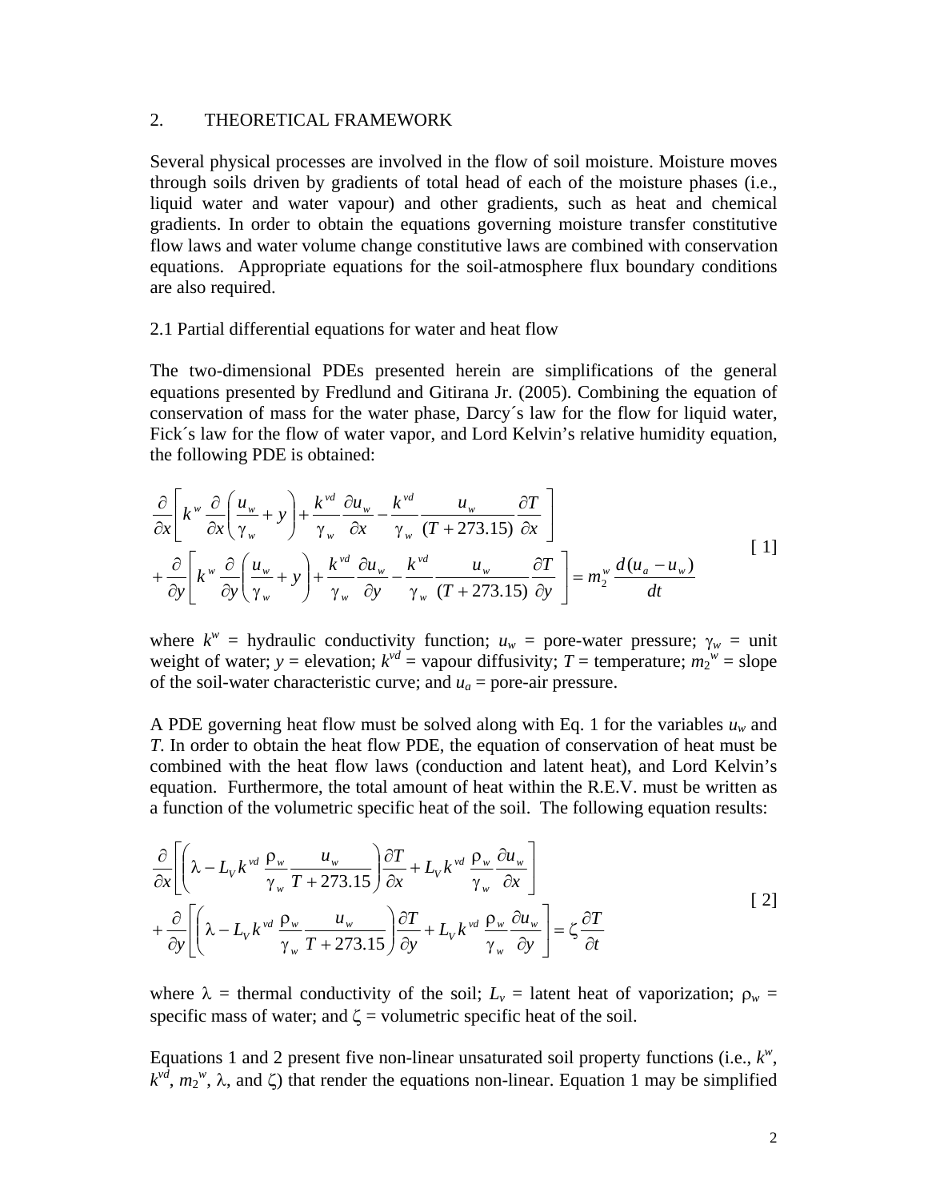## 2. THEORETICAL FRAMEWORK

Several physical processes are involved in the flow of soil moisture. Moisture moves through soils driven by gradients of total head of each of the moisture phases (i.e., liquid water and water vapour) and other gradients, such as heat and chemical gradients. In order to obtain the equations governing moisture transfer constitutive flow laws and water volume change constitutive laws are combined with conservation equations. Appropriate equations for the soil-atmosphere flux boundary conditions are also required.

### 2.1 Partial differential equations for water and heat flow

The two-dimensional PDEs presented herein are simplifications of the general equations presented by Fredlund and Gitirana Jr. (2005). Combining the equation of conservation of mass for the water phase, Darcy´s law for the flow for liquid water, Fick´s law for the flow of water vapor, and Lord Kelvin's relative humidity equation, the following PDE is obtained:

$$
\begin{aligned}
&\frac{\partial}{\partial x}\left[k^{w}\frac{\partial}{\partial x}\left(\frac{u_w}{\gamma_w}+y\right)+\frac{k^{vd}}{\gamma_w}\frac{\partial u_w}{\partial x}-\frac{k^{vd}}{\gamma_w}\frac{u_w}{(T+273.15)}\frac{\partial T}{\partial x}\right] \\
&+\frac{\partial}{\partial y}\left[k^{w}\frac{\partial}{\partial y}\left(\frac{u_w}{\gamma_w}+y\right)+\frac{k^{vd}}{\gamma_w}\frac{\partial u_w}{\partial y}-\frac{k^{vd}}{\gamma_w}\frac{u_w}{(T+273.15)}\frac{\partial T}{\partial y}\right]=m_2^{w}\frac{d(u_a-u_w)}{dt}
\end{aligned}
\qquad [1]
$$

where $k^w$ = hydraulic conductivity function; $u_w$ = pore-water pressure; $\gamma_w$ = unit weight of water; $y$ = elevation; $k^{vd}$ = vapour diffusivity; $T$ = temperature; $m_2^w$ = slope of the soil-water characteristic curve; and $u_a$ = pore-air pressure.

A PDE governing heat flow must be solved along with Eq. 1 for the variables $u_w$ and $T$. In order to obtain the heat flow PDE, the equation of conservation of heat must be combined with the heat flow laws (conduction and latent heat), and Lord Kelvin's equation. Furthermore, the total amount of heat within the R.E.V. must be written as a function of the volumetric specific heat of the soil. The following equation results:

$$
\begin{aligned}
&\frac{\partial}{\partial x}\left[\left(\lambda-L_V k^{vd}\frac{\rho_w}{\gamma_w}\frac{u_w}{T+273.15}\right)\frac{\partial T}{\partial x}+L_V k^{vd}\frac{\rho_w}{\gamma_w}\frac{\partial u_w}{\partial x}\right] \\
&+\frac{\partial}{\partial y}\left[\left(\lambda-L_V k^{vd}\frac{\rho_w}{\gamma_w}\frac{u_w}{T+273.15}\right)\frac{\partial T}{\partial y}+L_V k^{vd}\frac{\rho_w}{\gamma_w}\frac{\partial u_w}{\partial y}\right]=\zeta\frac{\partial T}{\partial t}
\end{aligned}
\qquad [2]
$$

where $\lambda$ = thermal conductivity of the soil; $L_v$ = latent heat of vaporization; $\rho_w$ = specific mass of water; and $\zeta$ = volumetric specific heat of the soil.

Equations 1 and 2 present five non-linear unsaturated soil property functions (i.e., $k^w$, $k^{vd}$, $m_2^w$, $\lambda$, and $\zeta$) that render the equations non-linear. Equation 1 may be simplified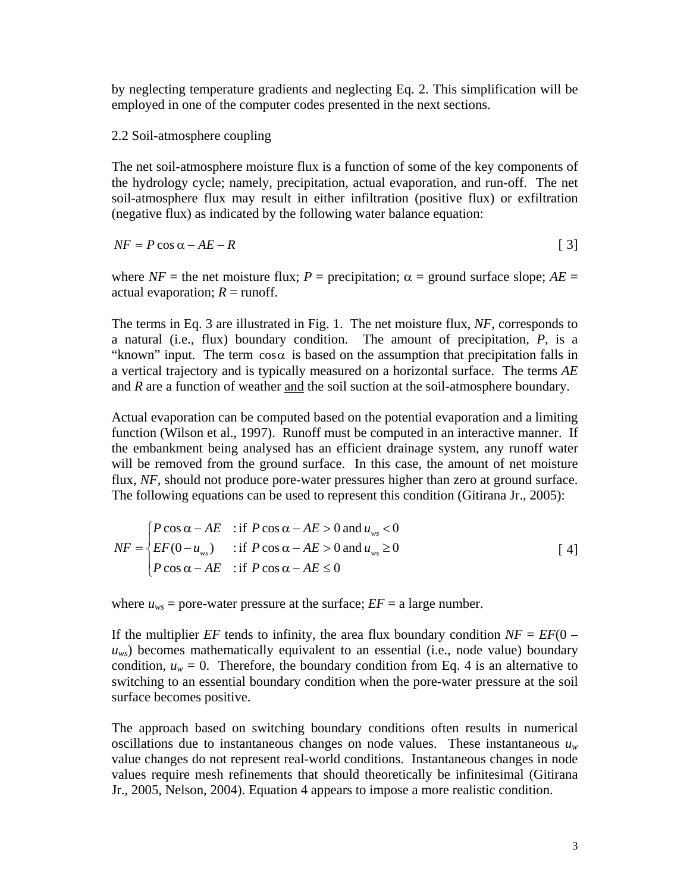by neglecting temperature gradients and neglecting Eq. 2. This simplification will be employed in one of the computer codes presented in the next sections.

## 2.2 Soil-atmosphere coupling

The net soil-atmosphere moisture flux is a function of some of the key components of the hydrology cycle; namely, precipitation, actual evaporation, and run-off. The net soil-atmosphere flux may result in either infiltration (positive flux) or exfiltration (negative flux) as indicated by the following water balance equation:

$$NF = P\cos\alpha - AE - R \qquad [3]$$

where $NF$ = the net moisture flux; $P$ = precipitation; $\alpha$ = ground surface slope; $AE$ = actual evaporation; $R$ = runoff.

The terms in Eq. 3 are illustrated in Fig. 1. The net moisture flux, $NF$, corresponds to a natural (i.e., flux) boundary condition. The amount of precipitation, $P$, is a "known" input. The term $\cos\alpha$ is based on the assumption that precipitation falls in a vertical trajectory and is typically measured on a horizontal surface. The terms $AE$ and $R$ are a function of weather <u>and</u> the soil suction at the soil-atmosphere boundary.

Actual evaporation can be computed based on the potential evaporation and a limiting function (Wilson et al., 1997). Runoff must be computed in an interactive manner. If the embankment being analysed has an efficient drainage system, any runoff water will be removed from the ground surface. In this case, the amount of net moisture flux, $NF$, should not produce pore-water pressures higher than zero at ground surface. The following equations can be used to represent this condition (Gitirana Jr., 2005):

$$NF = \begin{cases} P\cos\alpha - AE & : \text{if } P\cos\alpha - AE > 0 \text{ and } u_{ws} < 0 \\ EF(0 - u_{ws}) & : \text{if } P\cos\alpha - AE > 0 \text{ and } u_{ws} \geq 0 \\ P\cos\alpha - AE & : \text{if } P\cos\alpha - AE \leq 0 \end{cases} \qquad [4]$$

where $u_{ws}$ = pore-water pressure at the surface; $EF$ = a large number.

If the multiplier $EF$ tends to infinity, the area flux boundary condition $NF = EF(0 - u_{ws})$ becomes mathematically equivalent to an essential (i.e., node value) boundary condition, $u_w = 0$. Therefore, the boundary condition from Eq. 4 is an alternative to switching to an essential boundary condition when the pore-water pressure at the soil surface becomes positive.

The approach based on switching boundary conditions often results in numerical oscillations due to instantaneous changes on node values. These instantaneous $u_w$ value changes do not represent real-world conditions. Instantaneous changes in node values require mesh refinements that should theoretically be infinitesimal (Gitirana Jr., 2005, Nelson, 2004). Equation 4 appears to impose a more realistic condition.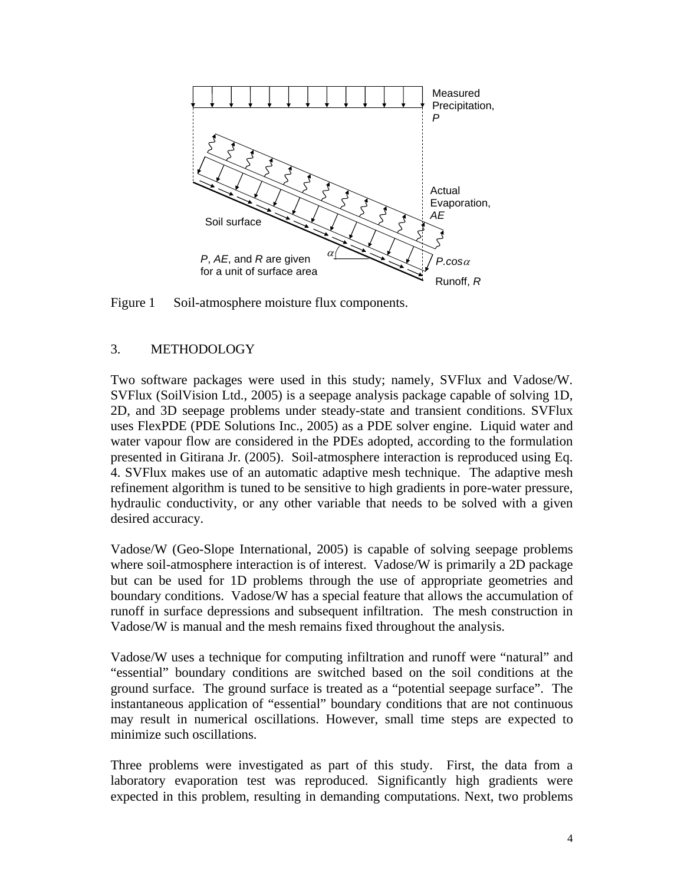Figure 1 Soil-atmosphere moisture flux components.

## 3. METHODOLOGY

Two software packages were used in this study; namely, SVFlux and Vadose/W. SVFlux (SoilVision Ltd., 2005) is a seepage analysis package capable of solving 1D, 2D, and 3D seepage problems under steady-state and transient conditions. SVFlux uses FlexPDE (PDE Solutions Inc., 2005) as a PDE solver engine. Liquid water and water vapour flow are considered in the PDEs adopted, according to the formulation presented in Gitirana Jr. (2005). Soil-atmosphere interaction is reproduced using Eq. 4. SVFlux makes use of an automatic adaptive mesh technique. The adaptive mesh refinement algorithm is tuned to be sensitive to high gradients in pore-water pressure, hydraulic conductivity, or any other variable that needs to be solved with a given desired accuracy.

Vadose/W (Geo-Slope International, 2005) is capable of solving seepage problems where soil-atmosphere interaction is of interest. Vadose/W is primarily a 2D package but can be used for 1D problems through the use of appropriate geometries and boundary conditions. Vadose/W has a special feature that allows the accumulation of runoff in surface depressions and subsequent infiltration. The mesh construction in Vadose/W is manual and the mesh remains fixed throughout the analysis.

Vadose/W uses a technique for computing infiltration and runoff were "natural" and "essential" boundary conditions are switched based on the soil conditions at the ground surface. The ground surface is treated as a "potential seepage surface". The instantaneous application of "essential" boundary conditions that are not continuous may result in numerical oscillations. However, small time steps are expected to minimize such oscillations.

Three problems were investigated as part of this study. First, the data from a laboratory evaporation test was reproduced. Significantly high gradients were expected in this problem, resulting in demanding computations. Next, two problems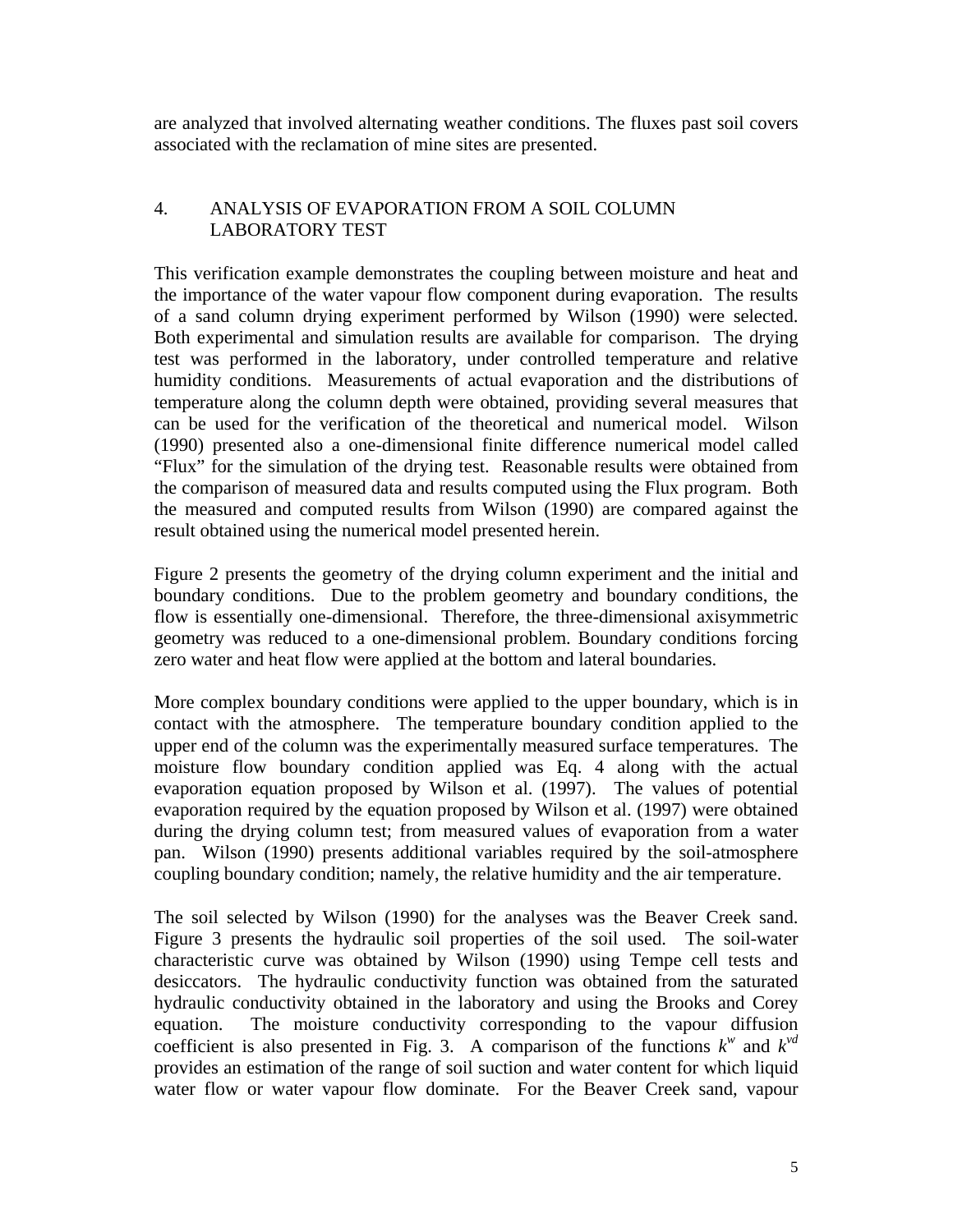are analyzed that involved alternating weather conditions. The fluxes past soil covers associated with the reclamation of mine sites are presented.

## 4. ANALYSIS OF EVAPORATION FROM A SOIL COLUMN LABORATORY TEST

This verification example demonstrates the coupling between moisture and heat and the importance of the water vapour flow component during evaporation. The results of a sand column drying experiment performed by Wilson (1990) were selected. Both experimental and simulation results are available for comparison. The drying test was performed in the laboratory, under controlled temperature and relative humidity conditions. Measurements of actual evaporation and the distributions of temperature along the column depth were obtained, providing several measures that can be used for the verification of the theoretical and numerical model. Wilson (1990) presented also a one-dimensional finite difference numerical model called "Flux" for the simulation of the drying test. Reasonable results were obtained from the comparison of measured data and results computed using the Flux program. Both the measured and computed results from Wilson (1990) are compared against the result obtained using the numerical model presented herein.

Figure 2 presents the geometry of the drying column experiment and the initial and boundary conditions. Due to the problem geometry and boundary conditions, the flow is essentially one-dimensional. Therefore, the three-dimensional axisymmetric geometry was reduced to a one-dimensional problem. Boundary conditions forcing zero water and heat flow were applied at the bottom and lateral boundaries.

More complex boundary conditions were applied to the upper boundary, which is in contact with the atmosphere. The temperature boundary condition applied to the upper end of the column was the experimentally measured surface temperatures. The moisture flow boundary condition applied was Eq. 4 along with the actual evaporation equation proposed by Wilson et al. (1997). The values of potential evaporation required by the equation proposed by Wilson et al. (1997) were obtained during the drying column test; from measured values of evaporation from a water pan. Wilson (1990) presents additional variables required by the soil-atmosphere coupling boundary condition; namely, the relative humidity and the air temperature.

The soil selected by Wilson (1990) for the analyses was the Beaver Creek sand. Figure 3 presents the hydraulic soil properties of the soil used. The soil-water characteristic curve was obtained by Wilson (1990) using Tempe cell tests and desiccators. The hydraulic conductivity function was obtained from the saturated hydraulic conductivity obtained in the laboratory and using the Brooks and Corey equation. The moisture conductivity corresponding to the vapour diffusion coefficient is also presented in Fig. 3. A comparison of the functions $k^w$ and $k^{vd}$ provides an estimation of the range of soil suction and water content for which liquid water flow or water vapour flow dominate. For the Beaver Creek sand, vapour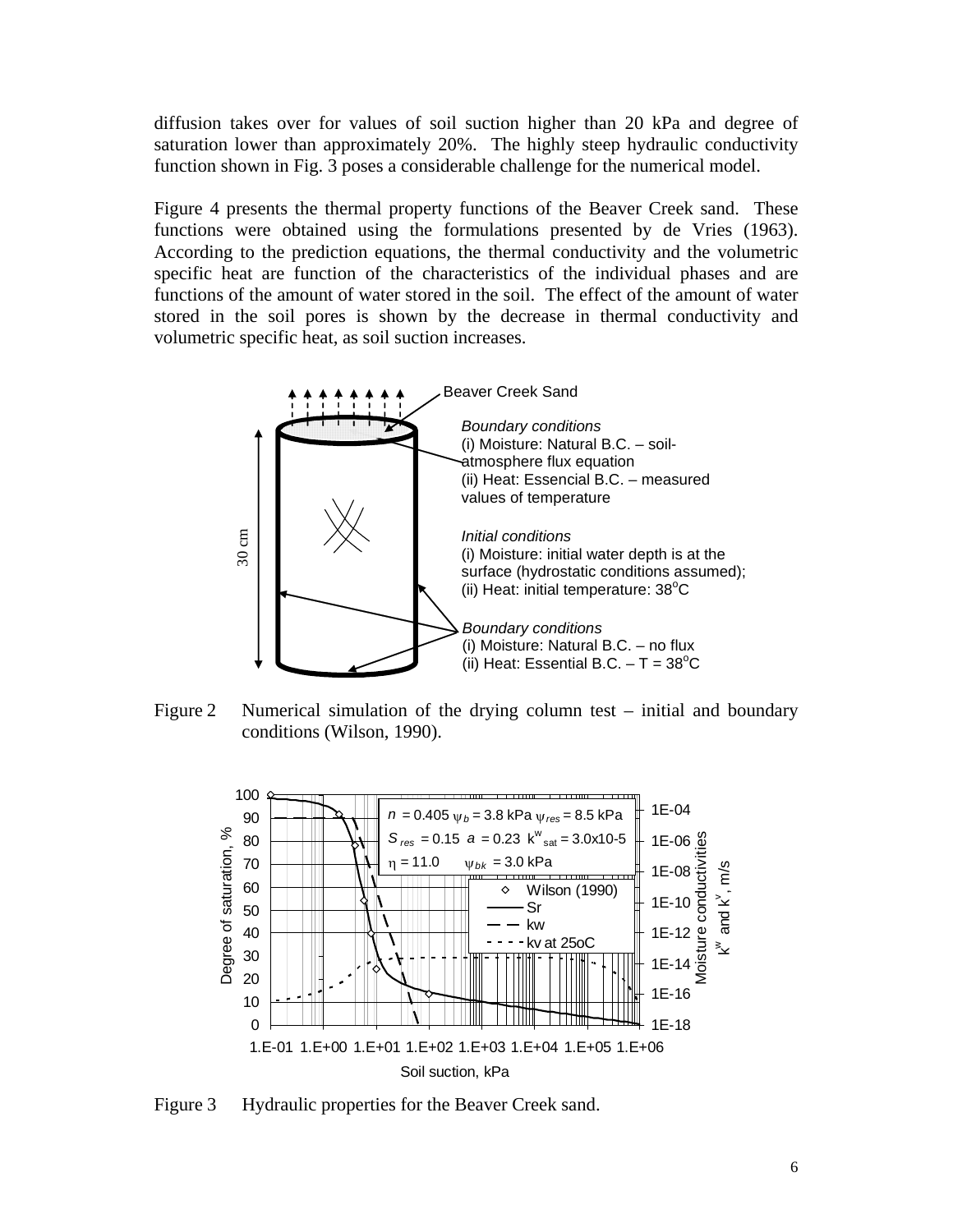diffusion takes over for values of soil suction higher than 20 kPa and degree of saturation lower than approximately 20%. The highly steep hydraulic conductivity function shown in Fig. 3 poses a considerable challenge for the numerical model.

Figure 4 presents the thermal property functions of the Beaver Creek sand. These functions were obtained using the formulations presented by de Vries (1963). According to the prediction equations, the thermal conductivity and the volumetric specific heat are function of the characteristics of the individual phases and are functions of the amount of water stored in the soil. The effect of the amount of water stored in the soil pores is shown by the decrease in thermal conductivity and volumetric specific heat, as soil suction increases.

Figure 2 Numerical simulation of the drying column test – initial and boundary conditions (Wilson, 1990).

Figure 3 Hydraulic properties for the Beaver Creek sand.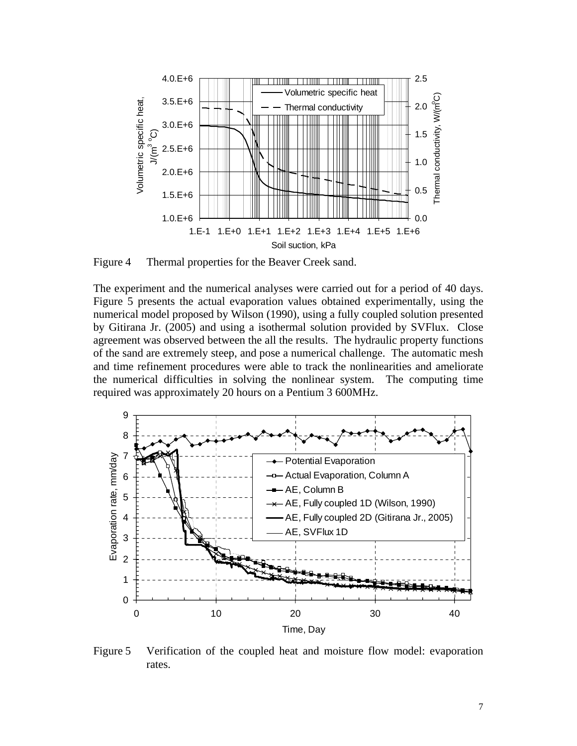Figure 4 Thermal properties for the Beaver Creek sand.

The experiment and the numerical analyses were carried out for a period of 40 days. Figure 5 presents the actual evaporation values obtained experimentally, using the numerical model proposed by Wilson (1990), using a fully coupled solution presented by Gitirana Jr. (2005) and using a isothermal solution provided by SVFlux. Close agreement was observed between the all the results. The hydraulic property functions of the sand are extremely steep, and pose a numerical challenge. The automatic mesh and time refinement procedures were able to track the nonlinearities and ameliorate the numerical difficulties in solving the nonlinear system. The computing time required was approximately 20 hours on a Pentium 3 600MHz.

Figure 5 Verification of the coupled heat and moisture flow model: evaporation rates.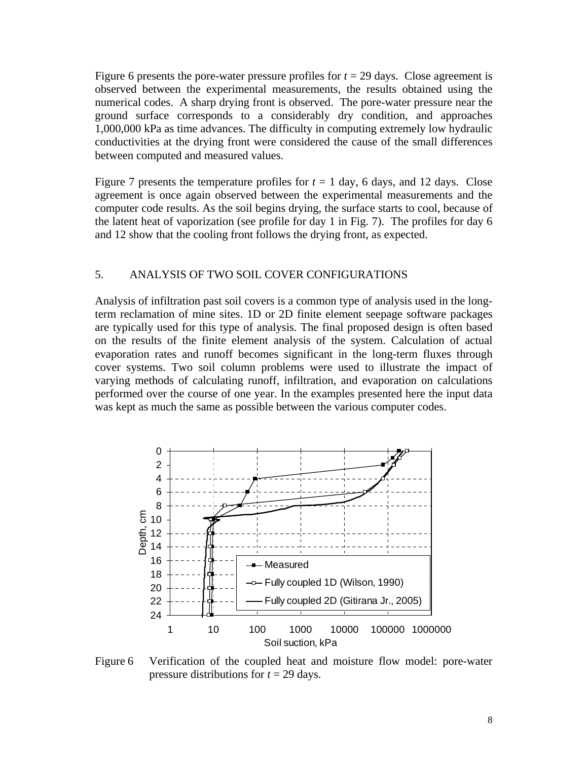Figure 6 presents the pore-water pressure profiles for $t$ = 29 days. Close agreement is observed between the experimental measurements, the results obtained using the numerical codes. A sharp drying front is observed. The pore-water pressure near the ground surface corresponds to a considerably dry condition, and approaches 1,000,000 kPa as time advances. The difficulty in computing extremely low hydraulic conductivities at the drying front were considered the cause of the small differences between computed and measured values.

Figure 7 presents the temperature profiles for $t$ = 1 day, 6 days, and 12 days. Close agreement is once again observed between the experimental measurements and the computer code results. As the soil begins drying, the surface starts to cool, because of the latent heat of vaporization (see profile for day 1 in Fig. 7). The profiles for day 6 and 12 show that the cooling front follows the drying front, as expected.

## 5. ANALYSIS OF TWO SOIL COVER CONFIGURATIONS

Analysis of infiltration past soil covers is a common type of analysis used in the long-term reclamation of mine sites. 1D or 2D finite element seepage software packages are typically used for this type of analysis. The final proposed design is often based on the results of the finite element analysis of the system. Calculation of actual evaporation rates and runoff becomes significant in the long-term fluxes through cover systems. Two soil column problems were used to illustrate the impact of varying methods of calculating runoff, infiltration, and evaporation on calculations performed over the course of one year. In the examples presented here the input data was kept as much the same as possible between the various computer codes.

Figure 6 Verification of the coupled heat and moisture flow model: pore-water pressure distributions for $t$ = 29 days.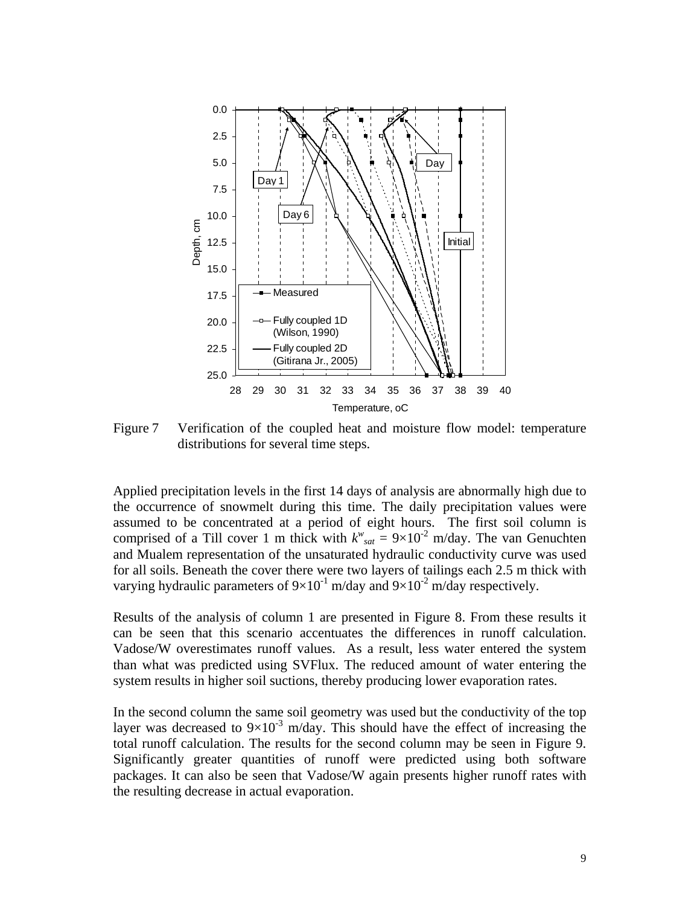Figure 7 Verification of the coupled heat and moisture flow model: temperature distributions for several time steps.

Applied precipitation levels in the first 14 days of analysis are abnormally high due to the occurrence of snowmelt during this time. The daily precipitation values were assumed to be concentrated at a period of eight hours. The first soil column is comprised of a Till cover 1 m thick with $k^{w}_{sat} = 9\times10^{-2}$ m/day. The van Genuchten and Mualem representation of the unsaturated hydraulic conductivity curve was used for all soils. Beneath the cover there were two layers of tailings each 2.5 m thick with varying hydraulic parameters of $9\times10^{-1}$ m/day and $9\times10^{-2}$ m/day respectively.

Results of the analysis of column 1 are presented in Figure 8. From these results it can be seen that this scenario accentuates the differences in runoff calculation. Vadose/W overestimates runoff values. As a result, less water entered the system than what was predicted using SVFlux. The reduced amount of water entering the system results in higher soil suctions, thereby producing lower evaporation rates.

In the second column the same soil geometry was used but the conductivity of the top layer was decreased to $9\times10^{-3}$ m/day. This should have the effect of increasing the total runoff calculation. The results for the second column may be seen in Figure 9. Significantly greater quantities of runoff were predicted using both software packages. It can also be seen that Vadose/W again presents higher runoff rates with the resulting decrease in actual evaporation.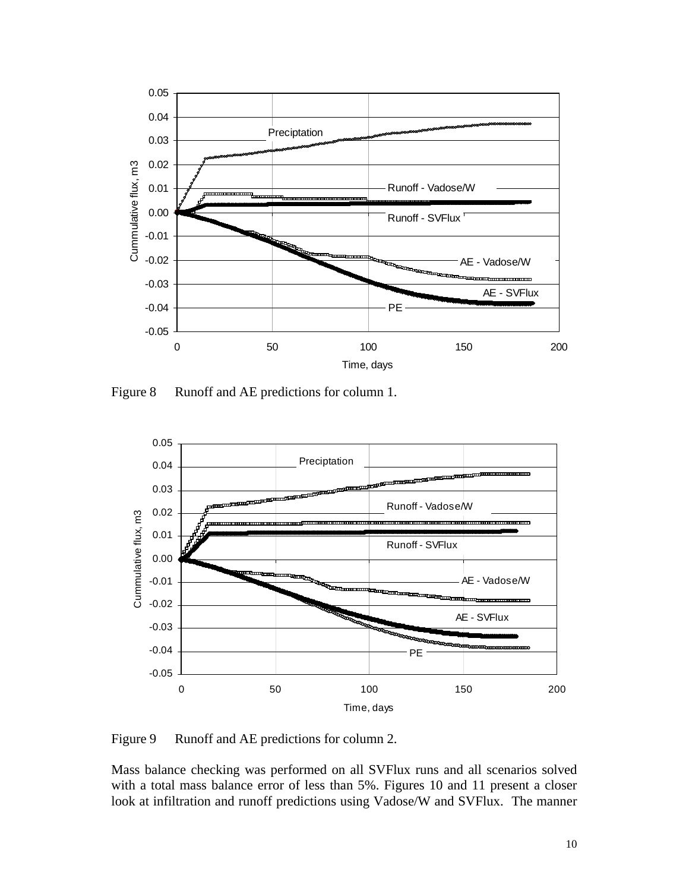Figure 8 Runoff and AE predictions for column 1.

Figure 9 Runoff and AE predictions for column 2.

Mass balance checking was performed on all SVFlux runs and all scenarios solved with a total mass balance error of less than 5%. Figures 10 and 11 present a closer look at infiltration and runoff predictions using Vadose/W and SVFlux. The manner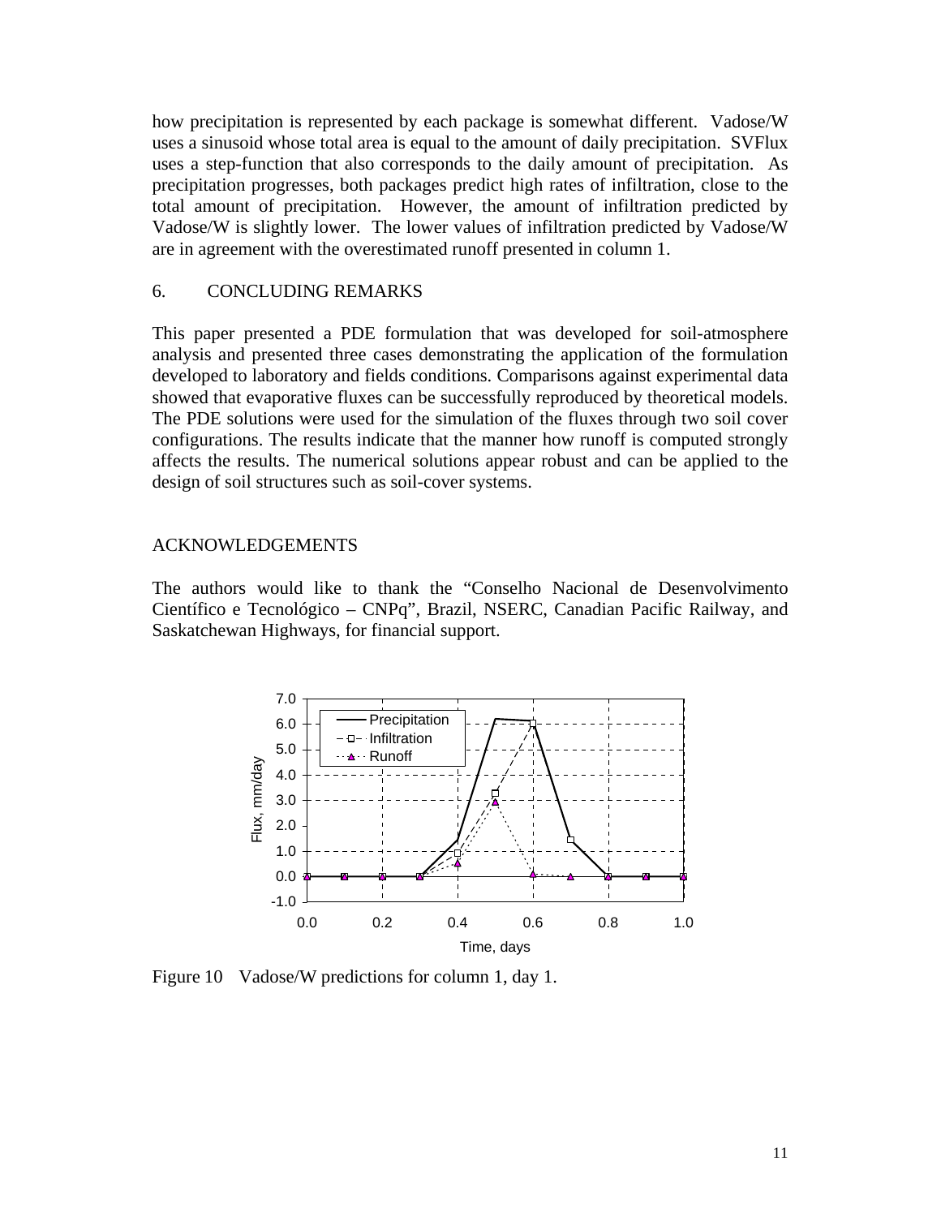how precipitation is represented by each package is somewhat different. Vadose/W uses a sinusoid whose total area is equal to the amount of daily precipitation. SVFlux uses a step-function that also corresponds to the daily amount of precipitation. As precipitation progresses, both packages predict high rates of infiltration, close to the total amount of precipitation. However, the amount of infiltration predicted by Vadose/W is slightly lower. The lower values of infiltration predicted by Vadose/W are in agreement with the overestimated runoff presented in column 1.

## 6. CONCLUDING REMARKS

This paper presented a PDE formulation that was developed for soil-atmosphere analysis and presented three cases demonstrating the application of the formulation developed to laboratory and fields conditions. Comparisons against experimental data showed that evaporative fluxes can be successfully reproduced by theoretical models. The PDE solutions were used for the simulation of the fluxes through two soil cover configurations. The results indicate that the manner how runoff is computed strongly affects the results. The numerical solutions appear robust and can be applied to the design of soil structures such as soil-cover systems.

## ACKNOWLEDGEMENTS

The authors would like to thank the "Conselho Nacional de Desenvolvimento Científico e Tecnológico – CNPq", Brazil, NSERC, Canadian Pacific Railway, and Saskatchewan Highways, for financial support.

Figure 10 Vadose/W predictions for column 1, day 1.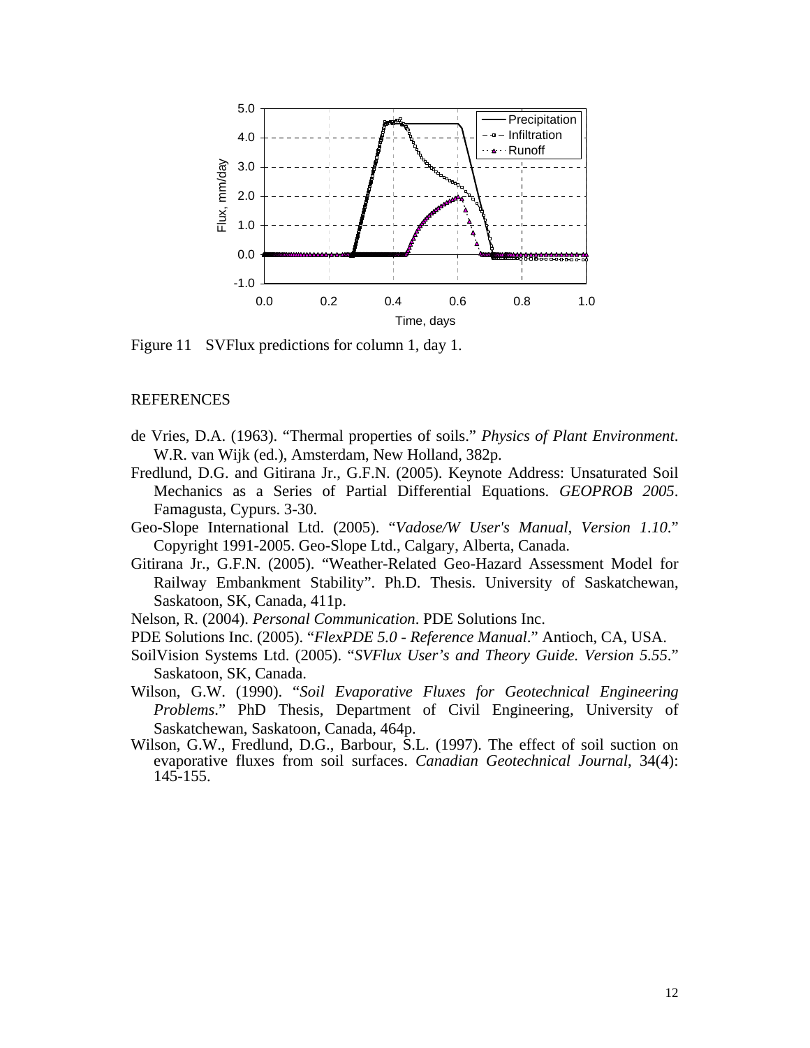5.0

4.0

3.0

2.0

1.0

0.0

-1.0

0.0 0.2 0.4 0.6 0.8 1.0

Flux, mm/day

Time, days

Precipitation

Infiltration

Runoff

Figure 11 SVFlux predictions for column 1, day 1.

## REFERENCES

de Vries, D.A. (1963). "Thermal properties of soils." *Physics of Plant Environment*. W.R. van Wijk (ed.), Amsterdam, New Holland, 382p.

Fredlund, D.G. and Gitirana Jr., G.F.N. (2005). Keynote Address: Unsaturated Soil Mechanics as a Series of Partial Differential Equations. *GEOPROB 2005*. Famagusta, Cypurs. 3-30.

Geo-Slope International Ltd. (2005). "*Vadose/W User's Manual, Version 1.10*." Copyright 1991-2005. Geo-Slope Ltd., Calgary, Alberta, Canada.

Gitirana Jr., G.F.N. (2005). "Weather-Related Geo-Hazard Assessment Model for Railway Embankment Stability". Ph.D. Thesis. University of Saskatchewan, Saskatoon, SK, Canada, 411p.

Nelson, R. (2004). *Personal Communication*. PDE Solutions Inc.

PDE Solutions Inc. (2005). "*FlexPDE 5.0 - Reference Manual*." Antioch, CA, USA.

SoilVision Systems Ltd. (2005). "*SVFlux User's and Theory Guide. Version 5.55*." Saskatoon, SK, Canada.

Wilson, G.W. (1990). "*Soil Evaporative Fluxes for Geotechnical Engineering Problems*." PhD Thesis, Department of Civil Engineering, University of Saskatchewan, Saskatoon, Canada, 464p.

Wilson, G.W., Fredlund, D.G., Barbour, S.L. (1997). The effect of soil suction on evaporative fluxes from soil surfaces. *Canadian Geotechnical Journal*, 34(4): 145-155.